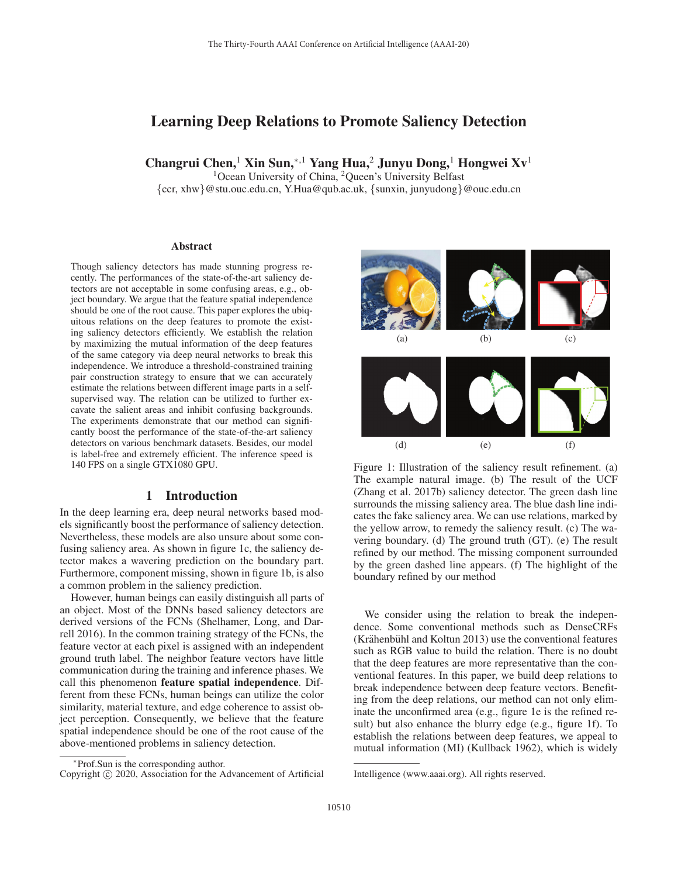# Learning Deep Relations to Promote Saliency Detection

**Changrui Chen,[1] Xin Sun,[*,1] Yang Hua,[2] Junyu Dong,[1] Hongwei Xv[1]**

[1]Ocean University of China, [2]Queen's University Belfast

{ccr, xhw}@stu.ouc.edu.cn, Y.Hua@qub.ac.uk, {sunxin, junyudong}@ouc.edu.cn

## Abstract

Though saliency detectors has made stunning progress recently. The performances of the state-of-the-art saliency detectors are not acceptable in some confusing areas, e.g., object boundary. We argue that the feature spatial independence should be one of the root cause. This paper explores the ubiquitous relations on the deep features to promote the existing saliency detectors efficiently. We establish the relation by maximizing the mutual information of the deep features of the same category via deep neural networks to break this independence. We introduce a threshold-constrained training pair construction strategy to ensure that we can accurately estimate the relations between different image parts in a self-supervised way. The relation can be utilized to further excavate the salient areas and inhibit confusing backgrounds. The experiments demonstrate that our method can significantly boost the performance of the state-of-the-art saliency detectors on various benchmark datasets. Besides, our model is label-free and extremely efficient. The inference speed is 140 FPS on a single GTX1080 GPU.

## 1 Introduction

In the deep learning era, deep neural networks based models significantly boost the performance of saliency detection. Nevertheless, these models are also unsure about some confusing saliency area. As shown in figure 1c, the saliency detector makes a wavering prediction on the boundary part. Furthermore, component missing, shown in figure 1b, is also a common problem in the saliency prediction.

However, human beings can easily distinguish all parts of an object. Most of the DNNs based saliency detectors are derived versions of the FCNs (Shelhamer, Long, and Darrell 2016). In the common training strategy of the FCNs, the feature vector at each pixel is assigned with an independent ground truth label. The neighbor feature vectors have little communication during the training and inference phases. We call this phenomenon **feature spatial independence**. Different from these FCNs, human beings can utilize the color similarity, material texture, and edge coherence to assist object perception. Consequently, we believe that the feature spatial independence should be one of the root cause of the above-mentioned problems in saliency detection.

Figure 1: Illustration of the saliency result refinement. (a) The example natural image. (b) The result of the UCF (Zhang et al. 2017b) saliency detector. The green dash line surrounds the missing saliency area. The blue dash line indicates the fake saliency area. We can use relations, marked by the yellow arrow, to remedy the saliency result. (c) The wavering boundary. (d) The ground truth (GT). (e) The result refined by our method. The missing component surrounded by the green dashed line appears. (f) The highlight of the boundary refined by our method

We consider using the relation to break the independence. Some conventional methods such as DenseCRFs (Krähenbühl and Koltun 2013) use the conventional features such as RGB value to build the relation. There is no doubt that the deep features are more representative than the conventional features. In this paper, we build deep relations to break independence between deep feature vectors. Benefiting from the deep relations, our method can not only eliminate the unconfirmed area (e.g., figure 1e is the refined result) but also enhance the blurry edge (e.g., figure 1f). To establish the relations between deep features, we appeal to mutual information (MI) (Kullback 1962), which is widely

[*]Prof.Sun is the corresponding author.
Copyright © 2020, Association for the Advancement of Artificial Intelligence (www.aaai.org). All rights reserved.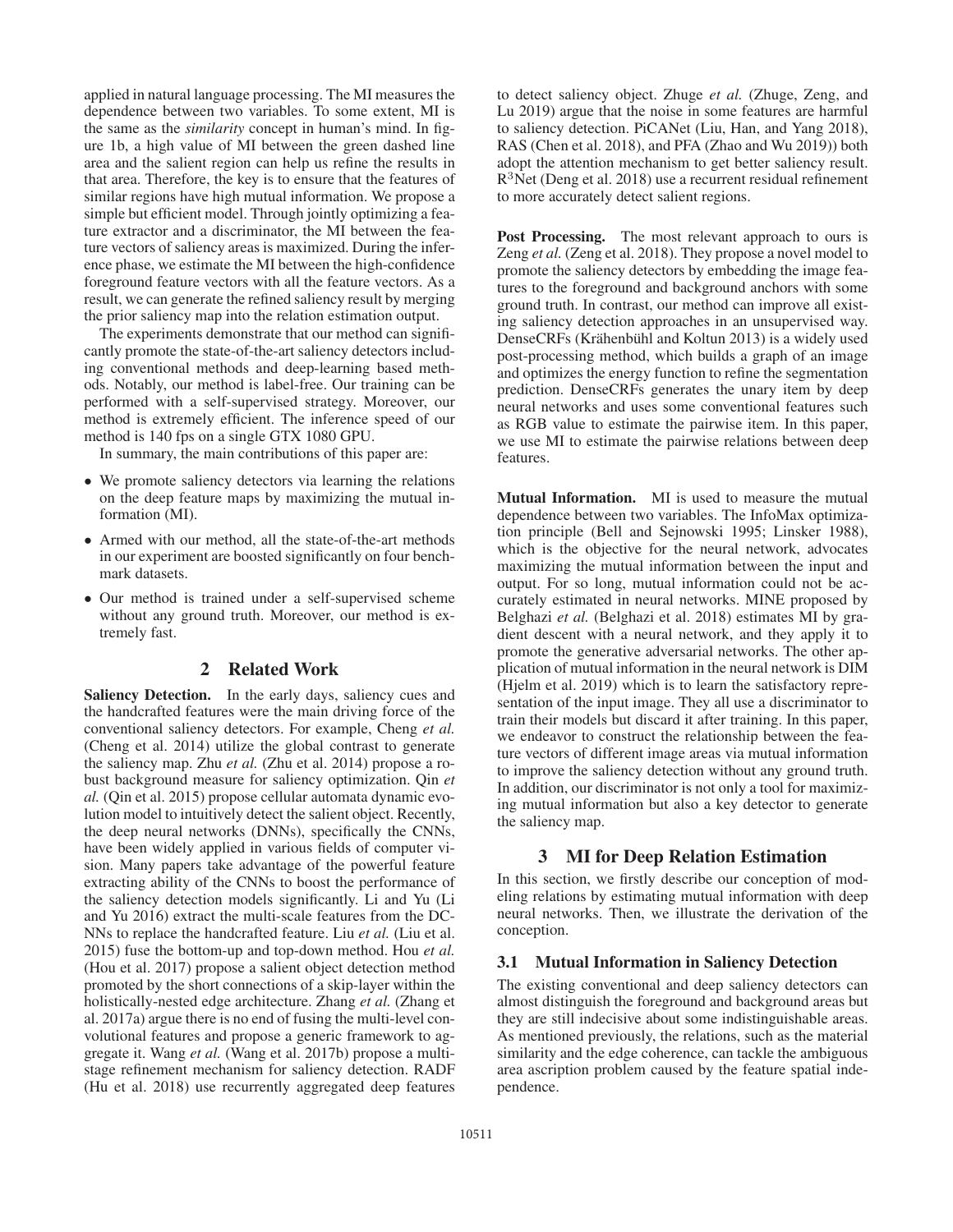applied in natural language processing. The MI measures the dependence between two variables. To some extent, MI is the same as the *similarity* concept in human's mind. In figure 1b, a high value of MI between the green dashed line area and the salient region can help us refine the results in that area. Therefore, the key is to ensure that the features of similar regions have high mutual information. We propose a simple but efficient model. Through jointly optimizing a feature extractor and a discriminator, the MI between the feature vectors of saliency areas is maximized. During the inference phase, we estimate the MI between the high-confidence foreground feature vectors with all the feature vectors. As a result, we can generate the refined saliency result by merging the prior saliency map into the relation estimation output.

The experiments demonstrate that our method can significantly promote the state-of-the-art saliency detectors including conventional methods and deep-learning based methods. Notably, our method is label-free. Our training can be performed with a self-supervised strategy. Moreover, our method is extremely efficient. The inference speed of our method is 140 fps on a single GTX 1080 GPU.

In summary, the main contributions of this paper are:

- We promote saliency detectors via learning the relations on the deep feature maps by maximizing the mutual information (MI).
- Armed with our method, all the state-of-the-art methods in our experiment are boosted significantly on four benchmark datasets.
- Our method is trained under a self-supervised scheme without any ground truth. Moreover, our method is extremely fast.

## 2 Related Work

**Saliency Detection.** In the early days, saliency cues and the handcrafted features were the main driving force of the conventional saliency detectors. For example, Cheng *et al.* (Cheng et al. 2014) utilize the global contrast to generate the saliency map. Zhu *et al.* (Zhu et al. 2014) propose a robust background measure for saliency optimization. Qin *et al.* (Qin et al. 2015) propose cellular automata dynamic evolution model to intuitively detect the salient object. Recently, the deep neural networks (DNNs), specifically the CNNs, have been widely applied in various fields of computer vision. Many papers take advantage of the powerful feature extracting ability of the CNNs to boost the performance of the saliency detection models significantly. Li and Yu (Li and Yu 2016) extract the multi-scale features from the DCNNs to replace the handcrafted feature. Liu *et al.* (Liu et al. 2015) fuse the bottom-up and top-down method. Hou *et al.* (Hou et al. 2017) propose a salient object detection method promoted by the short connections of a skip-layer within the holistically-nested edge architecture. Zhang *et al.* (Zhang et al. 2017a) argue there is no end of fusing the multi-level convolutional features and propose a generic framework to aggregate it. Wang *et al.* (Wang et al. 2017b) propose a multi-stage refinement mechanism for saliency detection. RADF (Hu et al. 2018) use recurrently aggregated deep features to detect saliency object. Zhuge *et al.* (Zhuge, Zeng, and Lu 2019) argue that the noise in some features are harmful to saliency detection. PiCANet (Liu, Han, and Yang 2018), RAS (Chen et al. 2018), and PFA (Zhao and Wu 2019)) both adopt the attention mechanism to get better saliency result. $R^3$Net (Deng et al. 2018) use a recurrent residual refinement to more accurately detect salient regions.

**Post Processing.** The most relevant approach to ours is Zeng *et al.* (Zeng et al. 2018). They propose a novel model to promote the saliency detectors by embedding the image features to the foreground and background anchors with some ground truth. In contrast, our method can improve all existing saliency detection approaches in an unsupervised way. DenseCRFs (Krähenbühl and Koltun 2013) is a widely used post-processing method, which builds a graph of an image and optimizes the energy function to refine the segmentation prediction. DenseCRFs generates the unary item by deep neural networks and uses some conventional features such as RGB value to estimate the pairwise item. In this paper, we use MI to estimate the pairwise relations between deep features.

**Mutual Information.** MI is used to measure the mutual dependence between two variables. The InfoMax optimization principle (Bell and Sejnowski 1995; Linsker 1988), which is the objective for the neural network, advocates maximizing the mutual information between the input and output. For so long, mutual information could not be accurately estimated in neural networks. MINE proposed by Belghazi *et al.* (Belghazi et al. 2018) estimates MI by gradient descent with a neural network, and they apply it to promote the generative adversarial networks. The other application of mutual information in the neural network is DIM (Hjelm et al. 2019) which is to learn the satisfactory representation of the input image. They all use a discriminator to train their models but discard it after training. In this paper, we endeavor to construct the relationship between the feature vectors of different image areas via mutual information to improve the saliency detection without any ground truth. In addition, our discriminator is not only a tool for maximizing mutual information but also a key detector to generate the saliency map.

## 3 MI for Deep Relation Estimation

In this section, we firstly describe our conception of modeling relations by estimating mutual information with deep neural networks. Then, we illustrate the derivation of the conception.

### 3.1 Mutual Information in Saliency Detection

The existing conventional and deep saliency detectors can almost distinguish the foreground and background areas but they are still indecisive about some indistinguishable areas. As mentioned previously, the relations, such as the material similarity and the edge coherence, can tackle the ambiguous area ascription problem caused by the feature spatial independence.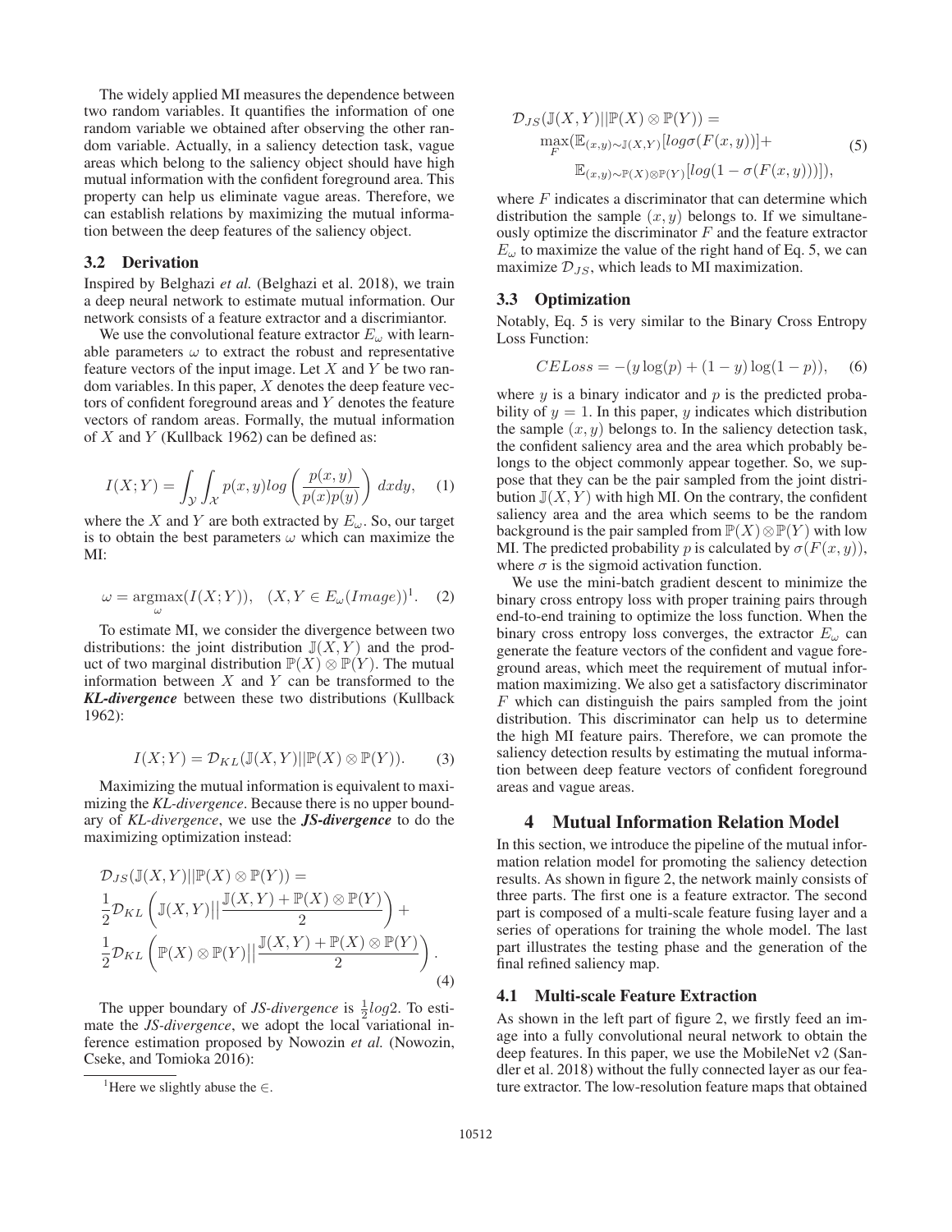The widely applied MI measures the dependence between two random variables. It quantifies the information of one random variable we obtained after observing the other random variable. Actually, in a saliency detection task, vague areas which belong to the saliency object should have high mutual information with the confident foreground area. This property can help us eliminate vague areas. Therefore, we can establish relations by maximizing the mutual information between the deep features of the saliency object.

### 3.2 Derivation

Inspired by Belghazi *et al.* (Belghazi et al. 2018), we train a deep neural network to estimate mutual information. Our network consists of a feature extractor and a discrimiantor.

We use the convolutional feature extractor $E_\omega$ with learnable parameters $\omega$ to extract the robust and representative feature vectors of the input image. Let $X$ and $Y$ be two random variables. In this paper, $X$ denotes the deep feature vectors of confident foreground areas and $Y$ denotes the feature vectors of random areas. Formally, the mutual information of $X$ and $Y$ (Kullback 1962) can be defined as:

$$I(X;Y) = \int_{\mathcal{Y}} \int_{\mathcal{X}} p(x,y) log \left( \frac{p(x,y)}{p(x)p(y)} \right) dxdy, \quad (1)$$

where the $X$ and $Y$ are both extracted by $E_\omega$. So, our target is to obtain the best parameters $\omega$ which can maximize the MI:

$$\omega = \underset{\omega}{\text{argmax}}(I(X;Y)), \quad (X, Y \in E_\omega(Image))^1. \quad (2)$$

To estimate MI, we consider the divergence between two distributions: the joint distribution $\mathbb{J}(X,Y)$ and the product of two marginal distribution $\mathbb{P}(X) \otimes \mathbb{P}(Y)$. The mutual information between $X$ and $Y$ can be transformed to the ***KL-divergence*** between these two distributions (Kullback 1962):

$$I(X;Y) = \mathcal{D}_{KL}(\mathbb{J}(X,Y)||\mathbb{P}(X) \otimes \mathbb{P}(Y)). \quad (3)$$

Maximizing the mutual information is equivalent to maximizing the *KL-divergence*. Because there is no upper boundary of *KL-divergence*, we use the ***JS-divergence*** to do the maximizing optimization instead:

$$\begin{aligned}
&\mathcal{D}_{JS}(\mathbb{J}(X,Y)||\mathbb{P}(X) \otimes \mathbb{P}(Y)) = \\
&\frac{1}{2}\mathcal{D}_{KL}\left(\mathbb{J}(X,Y)\Big|\Big|\frac{\mathbb{J}(X,Y) + \mathbb{P}(X) \otimes \mathbb{P}(Y)}{2}\right) + \\
&\frac{1}{2}\mathcal{D}_{KL}\left(\mathbb{P}(X) \otimes \mathbb{P}(Y)\Big|\Big|\frac{\mathbb{J}(X,Y) + \mathbb{P}(X) \otimes \mathbb{P}(Y)}{2}\right).
\end{aligned} \quad (4)$$

The upper boundary of *JS-divergence* is $\frac{1}{2}log2$. To estimate the *JS-divergence*, we adopt the local variational inference estimation proposed by Nowozin *et al.* (Nowozin, Cseke, and Tomioka 2016):

$$\begin{aligned}
&\mathcal{D}_{JS}(\mathbb{J}(X,Y)||\mathbb{P}(X) \otimes \mathbb{P}(Y)) = \\
&\quad \max_F(\mathbb{E}_{(x,y)\sim\mathbb{J}(X,Y)}[log\sigma(F(x,y))] + \\
&\quad\quad \mathbb{E}_{(x,y)\sim\mathbb{P}(X)\otimes\mathbb{P}(Y)}[log(1 - \sigma(F(x,y)))]),
\end{aligned} \quad (5)$$

where $F$ indicates a discriminator that can determine which distribution the sample $(x, y)$ belongs to. If we simultaneously optimize the discriminator $F$ and the feature extractor $E_\omega$ to maximize the value of the right hand of Eq. 5, we can maximize $\mathcal{D}_{JS}$, which leads to MI maximization.

### 3.3 Optimization

Notably, Eq. 5 is very similar to the Binary Cross Entropy Loss Function:

$$CELoss = -(y\log(p) + (1-y)\log(1-p)), \quad (6)$$

where $y$ is a binary indicator and $p$ is the predicted probability of $y = 1$. In this paper, $y$ indicates which distribution the sample $(x, y)$ belongs to. In the saliency detection task, the confident saliency area and the area which probably belongs to the object commonly appear together. So, we suppose that they can be the pair sampled from the joint distribution $\mathbb{J}(X,Y)$ with high MI. On the contrary, the confident saliency area and the area which seems to be the random background is the pair sampled from $\mathbb{P}(X) \otimes \mathbb{P}(Y)$ with low MI. The predicted probability $p$ is calculated by $\sigma(F(x, y))$, where $\sigma$ is the sigmoid activation function.

We use the mini-batch gradient descent to minimize the binary cross entropy loss with proper training pairs through end-to-end training to optimize the loss function. When the binary cross entropy loss converges, the extractor $E_\omega$ can generate the feature vectors of the confident and vague foreground areas, which meet the requirement of mutual information maximizing. We also get a satisfactory discriminator $F$ which can distinguish the pairs sampled from the joint distribution. This discriminator can help us to determine the high MI feature pairs. Therefore, we can promote the saliency detection results by estimating the mutual information between deep feature vectors of confident foreground areas and vague areas.

## 4 Mutual Information Relation Model

In this section, we introduce the pipeline of the mutual information relation model for promoting the saliency detection results. As shown in figure 2, the network mainly consists of three parts. The first one is a feature extractor. The second part is composed of a multi-scale feature fusing layer and a series of operations for training the whole model. The last part illustrates the testing phase and the generation of the final refined saliency map.

### 4.1 Multi-scale Feature Extraction

As shown in the left part of figure 2, we firstly feed an image into a fully convolutional neural network to obtain the deep features. In this paper, we use the MobileNet v2 (Sandler et al. 2018) without the fully connected layer as our feature extractor. The low-resolution feature maps that obtained

[1] Here we slightly abuse the $\in$.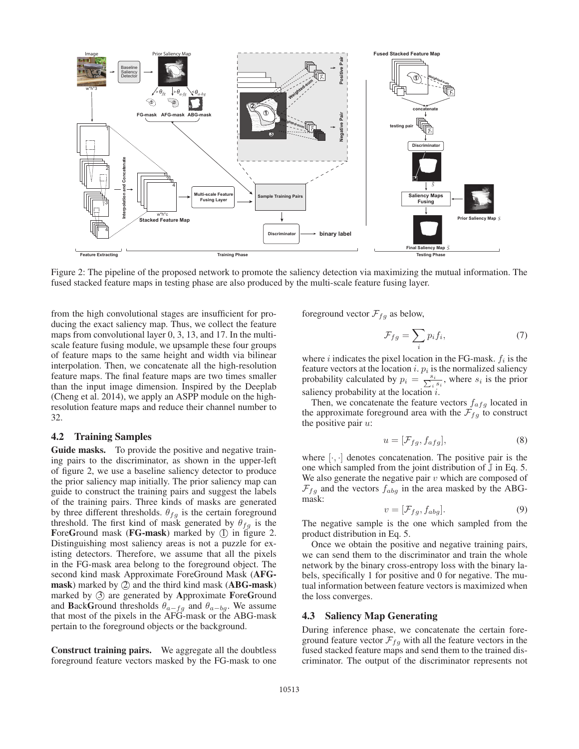Figure 2: The pipeline of the proposed network to promote the saliency detection via maximizing the mutual information. The fused stacked feature maps in testing phase are also produced by the multi-scale feature fusing layer.

from the high convolutional stages are insufficient for producing the exact saliency map. Thus, we collect the feature maps from convolutional layer 0, 3, 13, and 17. In the multi-scale feature fusing module, we upsample these four groups of feature maps to the same height and width via bilinear interpolation. Then, we concatenate all the high-resolution feature maps. The final feature maps are two times smaller than the input image dimension. Inspired by the Deeplab (Cheng et al. 2014), we apply an ASPP module on the high-resolution feature maps and reduce their channel number to 32.

## 4.2 Training Samples

**Guide masks.** To provide the positive and negative training pairs to the discriminator, as shown in the upper-left of figure 2, we use a baseline saliency detector to produce the prior saliency map initially. The prior saliency map can guide to construct the training pairs and suggest the labels of the training pairs. Three kinds of masks are generated by three different thresholds. $\theta_{fg}$ is the certain foreground threshold. The first kind of mask generated by $\theta_{fg}$ is the **F**ore**G**round mask (**FG-mask**) marked by ① in figure 2. Distinguishing most saliency areas is not a puzzle for existing detectors. Therefore, we assume that all the pixels in the FG-mask area belong to the foreground object. The second kind mask Approximate ForeGround Mask (**AFG-mask**) marked by ② and the third kind mask (**ABG-mask**) marked by ③ are generated by **A**pproximate **F**ore**G**round and **B**ack**G**round thresholds $\theta_{a-fg}$ and $\theta_{a-bg}$. We assume that most of the pixels in the AFG-mask or the ABG-mask pertain to the foreground objects or the background.

**Construct training pairs.** We aggregate all the doubtless foreground feature vectors masked by the FG-mask to one foreground vector $\mathcal{F}_{fg}$ as below,

$$\mathcal{F}_{fg} = \sum_i p_i f_i, \tag{7}$$

where $i$ indicates the pixel location in the FG-mask. $f_i$ is the feature vectors at the location $i$. $p_i$ is the normalized saliency probability calculated by $p_i = \frac{s_i}{\sum_i s_i}$, where $s_i$ is the prior saliency probability at the location $i$.

Then, we concatenate the feature vectors $f_{afg}$ located in the approximate foreground area with the $\mathcal{F}_{fg}$ to construct the positive pair $u$:

$$u = [\mathcal{F}_{fg}, f_{afg}], \tag{8}$$

where $[\cdot, \cdot]$ denotes concatenation. The positive pair is the one which sampled from the joint distribution of $\mathbb{J}$ in Eq. 5. We also generate the negative pair $v$ which are composed of $\mathcal{F}_{fg}$ and the vectors $f_{abg}$ in the area masked by the ABG-mask:

$$v = [\mathcal{F}_{fg}, f_{abg}]. \tag{9}$$

The negative sample is the one which sampled from the product distribution in Eq. 5.

Once we obtain the positive and negative training pairs, we can send them to the discriminator and train the whole network by the binary cross-entropy loss with the binary labels, specifically 1 for positive and 0 for negative. The mutual information between feature vectors is maximized when the loss converges.

## 4.3 Saliency Map Generating

During inference phase, we concatenate the certain foreground feature vector $\mathcal{F}_{fg}$ with all the feature vectors in the fused stacked feature maps and send them to the trained discriminator. The output of the discriminator represents not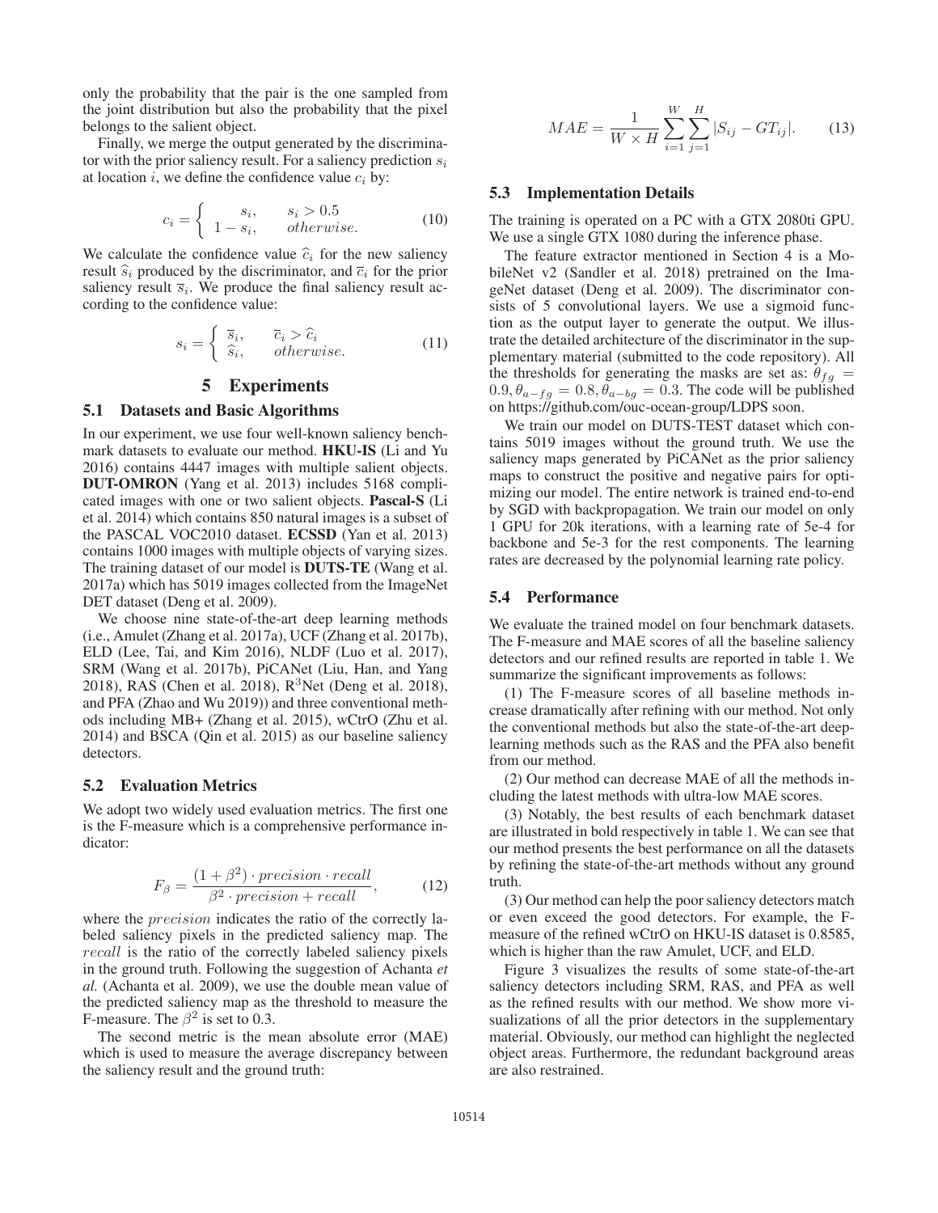only the probability that the pair is the one sampled from the joint distribution but also the probability that the pixel belongs to the salient object.

Finally, we merge the output generated by the discriminator with the prior saliency result. For a saliency prediction $s_i$ at location $i$, we define the confidence value $c_i$ by:

$$c_i = \begin{cases} s_i, & s_i > 0.5 \\ 1 - s_i, & otherwise. \end{cases} \tag{10}$$

We calculate the confidence value $\widehat{c}_i$ for the new saliency result $\widehat{s}_i$ produced by the discriminator, and $\overline{c}_i$ for the prior saliency result $\overline{s}_i$. We produce the final saliency result according to the confidence value:

$$s_i = \begin{cases} \overline{s}_i, & \overline{c}_i > \widehat{c}_i \\ \widehat{s}_i, & otherwise. \end{cases} \tag{11}$$

# 5 Experiments

## 5.1 Datasets and Basic Algorithms

In our experiment, we use four well-known saliency benchmark datasets to evaluate our method. **HKU-IS** (Li and Yu 2016) contains 4447 images with multiple salient objects. **DUT-OMRON** (Yang et al. 2013) includes 5168 complicated images with one or two salient objects. **Pascal-S** (Li et al. 2014) which contains 850 natural images is a subset of the PASCAL VOC2010 dataset. **ECSSD** (Yan et al. 2013) contains 1000 images with multiple objects of varying sizes. The training dataset of our model is **DUTS-TE** (Wang et al. 2017a) which has 5019 images collected from the ImageNet DET dataset (Deng et al. 2009).

We choose nine state-of-the-art deep learning methods (i.e., Amulet (Zhang et al. 2017a), UCF (Zhang et al. 2017b), ELD (Lee, Tai, and Kim 2016), NLDF (Luo et al. 2017), SRM (Wang et al. 2017b), PiCANet (Liu, Han, and Yang 2018), RAS (Chen et al. 2018), $R^3$Net (Deng et al. 2018), and PFA (Zhao and Wu 2019)) and three conventional methods including MB+ (Zhang et al. 2015), wCtrO (Zhu et al. 2014) and BSCA (Qin et al. 2015) as our baseline saliency detectors.

## 5.2 Evaluation Metrics

We adopt two widely used evaluation metrics. The first one is the F-measure which is a comprehensive performance indicator:

$$F_\beta = \frac{(1+\beta^2) \cdot precision \cdot recall}{\beta^2 \cdot precision + recall}, \tag{12}$$

where the $precision$ indicates the ratio of the correctly labeled saliency pixels in the predicted saliency map. The $recall$ is the ratio of the correctly labeled saliency pixels in the ground truth. Following the suggestion of Achanta *et al.* (Achanta et al. 2009), we use the double mean value of the predicted saliency map as the threshold to measure the F-measure. The $\beta^2$ is set to 0.3.

The second metric is the mean absolute error (MAE) which is used to measure the average discrepancy between the saliency result and the ground truth:

$$MAE = \frac{1}{W \times H} \sum_{i=1}^{W} \sum_{j=1}^{H} |S_{ij} - GT_{ij}|. \tag{13}$$

## 5.3 Implementation Details

The training is operated on a PC with a GTX 2080ti GPU. We use a single GTX 1080 during the inference phase.

The feature extractor mentioned in Section 4 is a MobileNet v2 (Sandler et al. 2018) pretrained on the ImageNet dataset (Deng et al. 2009). The discriminator consists of 5 convolutional layers. We use a sigmoid function as the output layer to generate the output. We illustrate the detailed architecture of the discriminator in the supplementary material (submitted to the code repository). All the thresholds for generating the masks are set as: $\theta_{fg} = 0.9, \theta_{a-fg} = 0.8, \theta_{a-bg} = 0.3$. The code will be published on https://github.com/ouc-ocean-group/LDPS soon.

We train our model on DUTS-TEST dataset which contains 5019 images without the ground truth. We use the saliency maps generated by PiCANet as the prior saliency maps to construct the positive and negative pairs for optimizing our model. The entire network is trained end-to-end by SGD with backpropagation. We train our model on only 1 GPU for 20k iterations, with a learning rate of 5e-4 for backbone and 5e-3 for the rest components. The learning rates are decreased by the polynomial learning rate policy.

## 5.4 Performance

We evaluate the trained model on four benchmark datasets. The F-measure and MAE scores of all the baseline saliency detectors and our refined results are reported in table 1. We summarize the significant improvements as follows:

(1) The F-measure scores of all baseline methods increase dramatically after refining with our method. Not only the conventional methods but also the state-of-the-art deep-learning methods such as the RAS and the PFA also benefit from our method.

(2) Our method can decrease MAE of all the methods including the latest methods with ultra-low MAE scores.

(3) Notably, the best results of each benchmark dataset are illustrated in bold respectively in table 1. We can see that our method presents the best performance on all the datasets by refining the state-of-the-art methods without any ground truth.

(3) Our method can help the poor saliency detectors match or even exceed the good detectors. For example, the F-measure of the refined wCtrO on HKU-IS dataset is 0.8585, which is higher than the raw Amulet, UCF, and ELD.

Figure 3 visualizes the results of some state-of-the-art saliency detectors including SRM, RAS, and PFA as well as the refined results with our method. We show more visualizations of all the prior detectors in the supplementary material. Obviously, our method can highlight the neglected object areas. Furthermore, the redundant background areas are also restrained.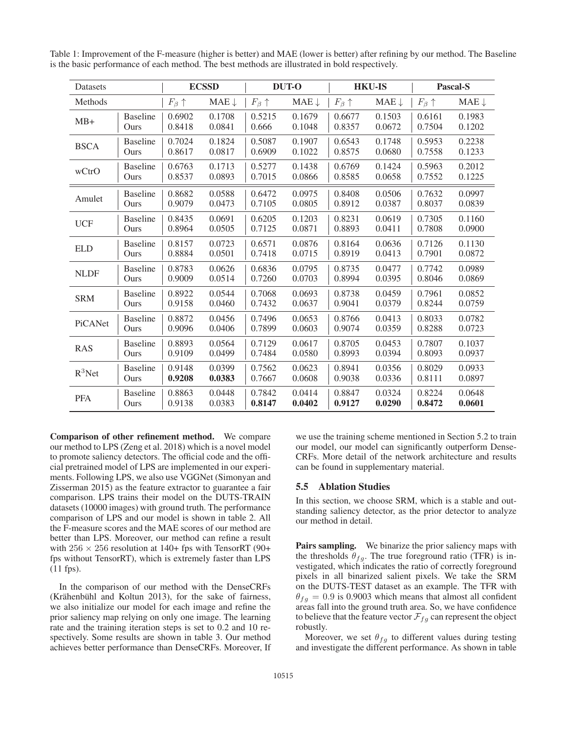Table 1: Improvement of the F-measure (higher is better) and MAE (lower is better) after refining by our method. The Baseline is the basic performance of each method. The best methods are illustrated in bold respectively.

| Datasets | | ECSSD | | DUT-O | | HKU-IS | | Pascal-S | |
|---|---|---|---|---|---|---|---|---|---|
| Methods | | $F_\beta \uparrow$ | MAE $\downarrow$ | $F_\beta \uparrow$ | MAE $\downarrow$ | $F_\beta \uparrow$ | MAE $\downarrow$ | $F_\beta \uparrow$ | MAE $\downarrow$ |
| MB+ | Baseline | 0.6902 | 0.1708 | 0.5215 | 0.1679 | 0.6677 | 0.1503 | 0.6161 | 0.1983 |
| | Ours | 0.8418 | 0.0841 | 0.666 | 0.1048 | 0.8357 | 0.0672 | 0.7504 | 0.1202 |
| BSCA | Baseline | 0.7024 | 0.1824 | 0.5087 | 0.1907 | 0.6543 | 0.1748 | 0.5953 | 0.2238 |
| | Ours | 0.8617 | 0.0817 | 0.6909 | 0.1022 | 0.8575 | 0.0680 | 0.7558 | 0.1233 |
| wCtrO | Baseline | 0.6763 | 0.1713 | 0.5277 | 0.1438 | 0.6769 | 0.1424 | 0.5963 | 0.2012 |
| | Ours | 0.8537 | 0.0893 | 0.7015 | 0.0866 | 0.8585 | 0.0658 | 0.7552 | 0.1225 |
| Amulet | Baseline | 0.8682 | 0.0588 | 0.6472 | 0.0975 | 0.8408 | 0.0506 | 0.7632 | 0.0997 |
| | Ours | 0.9079 | 0.0473 | 0.7105 | 0.0805 | 0.8912 | 0.0387 | 0.8037 | 0.0839 |
| UCF | Baseline | 0.8435 | 0.0691 | 0.6205 | 0.1203 | 0.8231 | 0.0619 | 0.7305 | 0.1160 |
| | Ours | 0.8964 | 0.0505 | 0.7125 | 0.0871 | 0.8893 | 0.0411 | 0.7808 | 0.0900 |
| ELD | Baseline | 0.8157 | 0.0723 | 0.6571 | 0.0876 | 0.8164 | 0.0636 | 0.7126 | 0.1130 |
| | Ours | 0.8884 | 0.0501 | 0.7418 | 0.0715 | 0.8919 | 0.0413 | 0.7901 | 0.0872 |
| NLDF | Baseline | 0.8783 | 0.0626 | 0.6836 | 0.0795 | 0.8735 | 0.0477 | 0.7742 | 0.0989 |
| | Ours | 0.9009 | 0.0514 | 0.7260 | 0.0703 | 0.8994 | 0.0395 | 0.8046 | 0.0869 |
| SRM | Baseline | 0.8922 | 0.0544 | 0.7068 | 0.0693 | 0.8738 | 0.0459 | 0.7961 | 0.0852 |
| | Ours | 0.9158 | 0.0460 | 0.7432 | 0.0637 | 0.9041 | 0.0379 | 0.8244 | 0.0759 |
| PiCANet | Baseline | 0.8872 | 0.0456 | 0.7496 | 0.0653 | 0.8766 | 0.0413 | 0.8033 | 0.0782 |
| | Ours | 0.9096 | 0.0406 | 0.7899 | 0.0603 | 0.9074 | 0.0359 | 0.8288 | 0.0723 |
| RAS | Baseline | 0.8893 | 0.0564 | 0.7129 | 0.0617 | 0.8705 | 0.0453 | 0.7807 | 0.1037 |
| | Ours | 0.9109 | 0.0499 | 0.7484 | 0.0580 | 0.8993 | 0.0394 | 0.8093 | 0.0937 |
| $R^3$Net | Baseline | 0.9148 | 0.0399 | 0.7562 | 0.0623 | 0.8941 | 0.0356 | 0.8029 | 0.0933 |
| | Ours | **0.9208** | **0.0383** | 0.7667 | 0.0608 | 0.9038 | 0.0336 | 0.8111 | 0.0897 |
| PFA | Baseline | 0.8863 | 0.0448 | 0.7842 | 0.0414 | 0.8847 | 0.0324 | 0.8224 | 0.0648 |
| | Ours | 0.9138 | 0.0383 | **0.8147** | **0.0402** | **0.9127** | **0.0290** | **0.8472** | **0.0601** |

**Comparison of other refinement method.** We compare our method to LPS (Zeng et al. 2018) which is a novel model to promote saliency detectors. The official code and the official pretrained model of LPS are implemented in our experiments. Following LPS, we also use VGGNet (Simonyan and Zisserman 2015) as the feature extractor to guarantee a fair comparison. LPS trains their model on the DUTS-TRAIN datasets (10000 images) with ground truth. The performance comparison of LPS and our model is shown in table 2. All the F-measure scores and the MAE scores of our method are better than LPS. Moreover, our method can refine a result with $256 \times 256$ resolution at 140+ fps with TensorRT (90+ fps without TensorRT), which is extremely faster than LPS (11 fps).

In the comparison of our method with the DenseCRFs (Krähenbühl and Koltun 2013), for the sake of fairness, we also initialize our model for each image and refine the prior saliency map relying on only one image. The learning rate and the training iteration steps is set to 0.2 and 10 respectively. Some results are shown in table 3. Our method achieves better performance than DenseCRFs. Moreover, If we use the training scheme mentioned in Section 5.2 to train our model, our model can significantly outperform DenseCRFs. More detail of the network architecture and results can be found in supplementary material.

## 5.5 Ablation Studies

In this section, we choose SRM, which is a stable and outstanding saliency detector, as the prior detector to analyze our method in detail.

**Pairs sampling.** We binarize the prior saliency maps with the thresholds $\theta_{fg}$. The true foreground ratio (TFR) is investigated, which indicates the ratio of correctly foreground pixels in all binarized salient pixels. We take the SRM on the DUTS-TEST dataset as an example. The TFR with $\theta_{fg} = 0.9$ is 0.9003 which means that almost all confident areas fall into the ground truth area. So, we have confidence to believe that the feature vector $\mathcal{F}_{fg}$ can represent the object robustly.

Moreover, we set $\theta_{fg}$ to different values during testing and investigate the different performance. As shown in table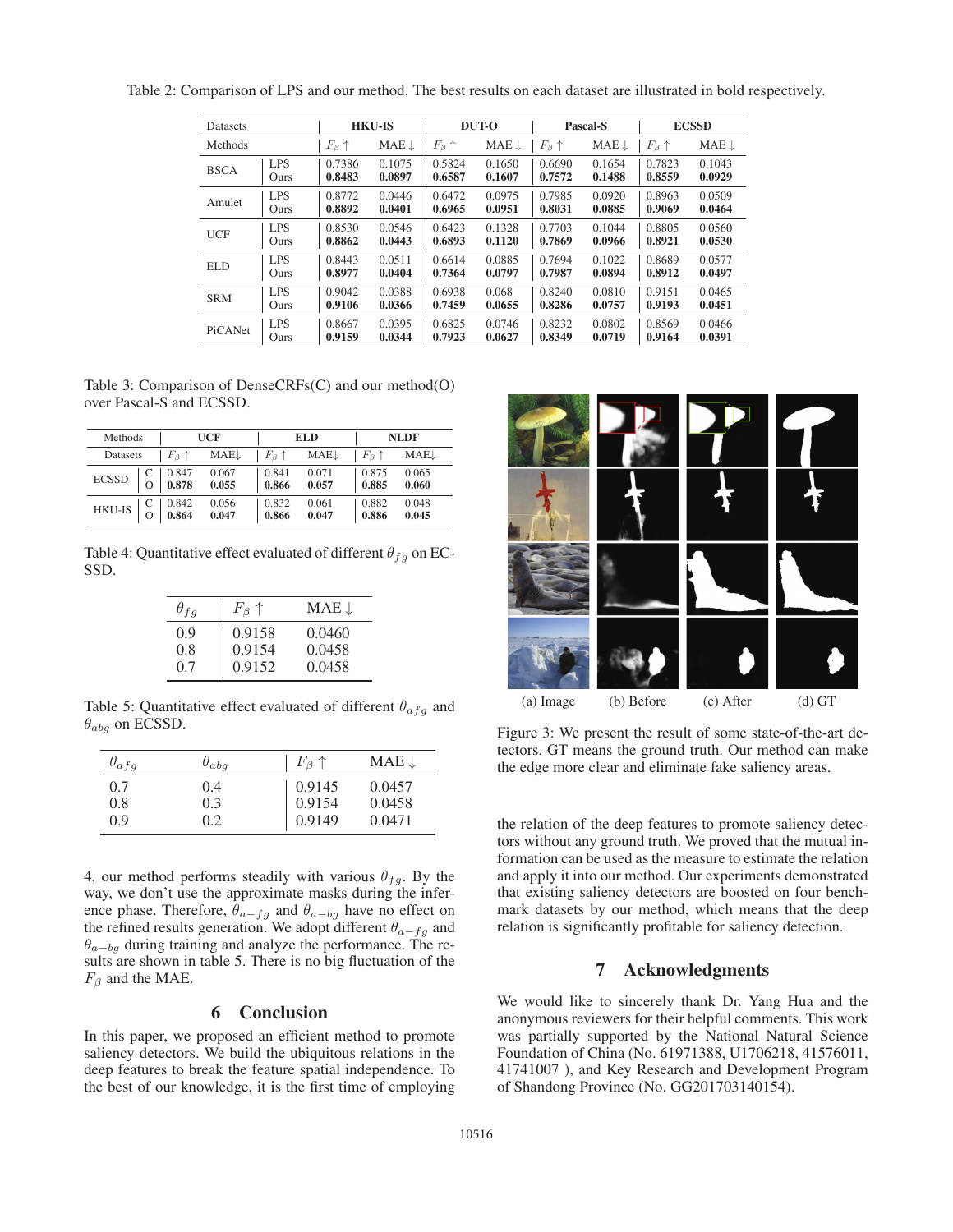Table 2: Comparison of LPS and our method. The best results on each dataset are illustrated in bold respectively.

| Datasets | | HKU-IS | | DUT-O | | Pascal-S | | ECSSD | |
|---|---|---|---|---|---|---|---|---|---|
| Methods | | $F_\beta \uparrow$ | MAE $\downarrow$ | $F_\beta \uparrow$ | MAE $\downarrow$ | $F_\beta \uparrow$ | MAE $\downarrow$ | $F_\beta \uparrow$ | MAE $\downarrow$ |
| BSCA | LPS | 0.7386 | 0.1075 | 0.5824 | 0.1650 | 0.6690 | 0.1654 | 0.7823 | 0.1043 |
| | Ours | **0.8483** | **0.0897** | **0.6587** | **0.1607** | **0.7572** | **0.1488** | **0.8559** | **0.0929** |
| Amulet | LPS | 0.8772 | 0.0446 | 0.6472 | 0.0975 | 0.7985 | 0.0920 | 0.8963 | 0.0509 |
| | Ours | **0.8892** | **0.0401** | **0.6965** | **0.0951** | **0.8031** | **0.0885** | **0.9069** | **0.0464** |
| UCF | LPS | 0.8530 | 0.0546 | 0.6423 | 0.1328 | 0.7703 | 0.1044 | 0.8805 | 0.0560 |
| | Ours | **0.8862** | **0.0443** | **0.6893** | **0.1120** | **0.7869** | **0.0966** | **0.8921** | **0.0530** |
| ELD | LPS | 0.8443 | 0.0511 | 0.6614 | 0.0885 | 0.7694 | 0.1022 | 0.8689 | 0.0577 |
| | Ours | **0.8977** | **0.0404** | **0.7364** | **0.0797** | **0.7987** | **0.0894** | **0.8912** | **0.0497** |
| SRM | LPS | 0.9042 | 0.0388 | 0.6938 | 0.068 | 0.8240 | 0.0810 | 0.9151 | 0.0465 |
| | Ours | **0.9106** | **0.0366** | **0.7459** | **0.0655** | **0.8286** | **0.0757** | **0.9193** | **0.0451** |
| PiCANet | LPS | 0.8667 | 0.0395 | 0.6825 | 0.0746 | 0.8232 | 0.0802 | 0.8569 | 0.0466 |
| | Ours | **0.9159** | **0.0344** | **0.7923** | **0.0627** | **0.8349** | **0.0719** | **0.9164** | **0.0391** |

Table 3: Comparison of DenseCRFs(C) and our method(O) over Pascal-S and ECSSD.

| Methods | | UCF | | ELD | | NLDF | |
|---|---|---|---|---|---|---|---|
| Datasets | | $F_\beta \uparrow$ | MAE$\downarrow$ | $F_\beta \uparrow$ | MAE$\downarrow$ | $F_\beta \uparrow$ | MAE$\downarrow$ |
| ECSSD | C | 0.847 | 0.067 | 0.841 | 0.071 | 0.875 | 0.065 |
| | O | **0.878** | **0.055** | **0.866** | **0.057** | **0.885** | **0.060** |
| HKU-IS | C | 0.842 | 0.056 | 0.832 | 0.061 | 0.882 | 0.048 |
| | O | **0.864** | **0.047** | **0.866** | **0.047** | **0.886** | **0.045** |

Table 4: Quantitative effect evaluated of different $\theta_{fg}$ on ECSSD.

| $\theta_{fg}$ | $F_\beta \uparrow$ | MAE $\downarrow$ |
|---|---|---|
| 0.9 | 0.9158 | 0.0460 |
| 0.8 | 0.9154 | 0.0458 |
| 0.7 | 0.9152 | 0.0458 |

Table 5: Quantitative effect evaluated of different $\theta_{afg}$ and $\theta_{abg}$ on ECSSD.

| $\theta_{afg}$ | $\theta_{abg}$ | $F_\beta \uparrow$ | MAE $\downarrow$ |
|---|---|---|---|
| 0.7 | 0.4 | 0.9145 | 0.0457 |
| 0.8 | 0.3 | 0.9154 | 0.0458 |
| 0.9 | 0.2 | 0.9149 | 0.0471 |

4, our method performs steadily with various $\theta_{fg}$. By the way, we don't use the approximate masks during the inference phase. Therefore, $\theta_{a-fg}$ and $\theta_{a-bg}$ have no effect on the refined results generation. We adopt different $\theta_{a-fg}$ and $\theta_{a-bg}$ during training and analyze the performance. The results are shown in table 5. There is no big fluctuation of the $F_\beta$ and the MAE.

## 6 Conclusion

In this paper, we proposed an efficient method to promote saliency detectors. We build the ubiquitous relations in the deep features to break the feature spatial independence. To the best of our knowledge, it is the first time of employing the relation of the deep features to promote saliency detectors without any ground truth. We proved that the mutual information can be used as the measure to estimate the relation and apply it into our method. Our experiments demonstrated that existing saliency detectors are boosted on four benchmark datasets by our method, which means that the deep relation is significantly profitable for saliency detection.

(a) Image (b) Before (c) After (d) GT

Figure 3: We present the result of some state-of-the-art detectors. GT means the ground truth. Our method can make the edge more clear and eliminate fake saliency areas.

## 7 Acknowledgments

We would like to sincerely thank Dr. Yang Hua and the anonymous reviewers for their helpful comments. This work was partially supported by the National Natural Science Foundation of China (No. 61971388, U1706218, 41576011, 41741007 ), and Key Research and Development Program of Shandong Province (No. GG201703140154).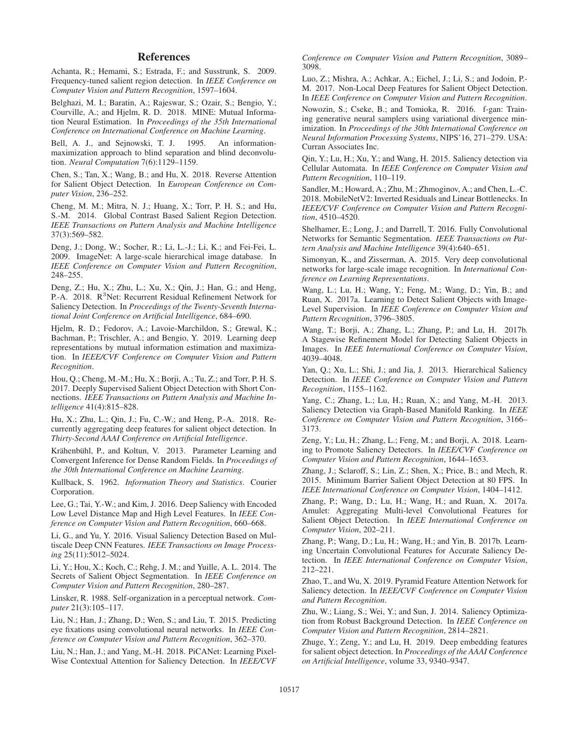## References

Achanta, R.; Hemami, S.; Estrada, F.; and Susstrunk, S. 2009. Frequency-tuned salient region detection. In *IEEE Conference on Computer Vision and Pattern Recognition*, 1597–1604.

Belghazi, M. I.; Baratin, A.; Rajeswar, S.; Ozair, S.; Bengio, Y.; Courville, A.; and Hjelm, R. D. 2018. MINE: Mutual Information Neural Estimation. In *Proceedings of the 35th International Conference on International Conference on Machine Learning*.

Bell, A. J., and Sejnowski, T. J. 1995. An information-maximization approach to blind separation and blind deconvolution. *Neural Computation* 7(6):1129–1159.

Chen, S.; Tan, X.; Wang, B.; and Hu, X. 2018. Reverse Attention for Salient Object Detection. In *European Conference on Computer Vision*, 236–252.

Cheng, M. M.; Mitra, N. J.; Huang, X.; Torr, P. H. S.; and Hu, S.-M. 2014. Global Contrast Based Salient Region Detection. *IEEE Transactions on Pattern Analysis and Machine Intelligence* 37(3):569–582.

Deng, J.; Dong, W.; Socher, R.; Li, L.-J.; Li, K.; and Fei-Fei, L. 2009. ImageNet: A large-scale hierarchical image database. In *IEEE Conference on Computer Vision and Pattern Recognition*, 248–255.

Deng, Z.; Hu, X.; Zhu, L.; Xu, X.; Qin, J.; Han, G.; and Heng, P.-A. 2018. $R^3$Net: Recurrent Residual Refinement Network for Saliency Detection. In *Proceedings of the Twenty-Seventh International Joint Conference on Artificial Intelligence*, 684–690.

Hjelm, R. D.; Fedorov, A.; Lavoie-Marchildon, S.; Grewal, K.; Bachman, P.; Trischler, A.; and Bengio, Y. 2019. Learning deep representations by mutual information estimation and maximization. In *IEEE/CVF Conference on Computer Vision and Pattern Recognition*.

Hou, Q.; Cheng, M.-M.; Hu, X.; Borji, A.; Tu, Z.; and Torr, P. H. S. 2017. Deeply Supervised Salient Object Detection with Short Connections. *IEEE Transactions on Pattern Analysis and Machine Intelligence* 41(4):815–828.

Hu, X.; Zhu, L.; Qin, J.; Fu, C.-W.; and Heng, P.-A. 2018. Recurrently aggregating deep features for salient object detection. In *Thirty-Second AAAI Conference on Artificial Intelligence*.

Krähenbühl, P., and Koltun, V. 2013. Parameter Learning and Convergent Inference for Dense Random Fields. In *Proceedings of the 30th International Conference on Machine Learning*.

Kullback, S. 1962. *Information Theory and Statistics*. Courier Corporation.

Lee, G.; Tai, Y.-W.; and Kim, J. 2016. Deep Saliency with Encoded Low Level Distance Map and High Level Features. In *IEEE Conference on Computer Vision and Pattern Recognition*, 660–668.

Li, G., and Yu, Y. 2016. Visual Saliency Detection Based on Multiscale Deep CNN Features. *IEEE Transactions on Image Processing* 25(11):5012–5024.

Li, Y.; Hou, X.; Koch, C.; Rehg, J. M.; and Yuille, A. L. 2014. The Secrets of Salient Object Segmentation. In *IEEE Conference on Computer Vision and Pattern Recognition*, 280–287.

Linsker, R. 1988. Self-organization in a perceptual network. *Computer* 21(3):105–117.

Liu, N.; Han, J.; Zhang, D.; Wen, S.; and Liu, T. 2015. Predicting eye fixations using convolutional neural networks. In *IEEE Conference on Computer Vision and Pattern Recognition*, 362–370.

Liu, N.; Han, J.; and Yang, M.-H. 2018. PiCANet: Learning Pixel-Wise Contextual Attention for Saliency Detection. In *IEEE/CVF Conference on Computer Vision and Pattern Recognition*, 3089–3098.

Luo, Z.; Mishra, A.; Achkar, A.; Eichel, J.; Li, S.; and Jodoin, P.-M. 2017. Non-Local Deep Features for Salient Object Detection. In *IEEE Conference on Computer Vision and Pattern Recognition*.

Nowozin, S.; Cseke, B.; and Tomioka, R. 2016. f-gan: Training generative neural samplers using variational divergence minimization. In *Proceedings of the 30th International Conference on Neural Information Processing Systems*, NIPS'16, 271–279. USA: Curran Associates Inc.

Qin, Y.; Lu, H.; Xu, Y.; and Wang, H. 2015. Saliency detection via Cellular Automata. In *IEEE Conference on Computer Vision and Pattern Recognition*, 110–119.

Sandler, M.; Howard, A.; Zhu, M.; Zhmoginov, A.; and Chen, L.-C. 2018. MobileNetV2: Inverted Residuals and Linear Bottlenecks. In *IEEE/CVF Conference on Computer Vision and Pattern Recognition*, 4510–4520.

Shelhamer, E.; Long, J.; and Darrell, T. 2016. Fully Convolutional Networks for Semantic Segmentation. *IEEE Transactions on Pattern Analysis and Machine Intelligence* 39(4):640–651.

Simonyan, K., and Zisserman, A. 2015. Very deep convolutional networks for large-scale image recognition. In *International Conference on Learning Representations*.

Wang, L.; Lu, H.; Wang, Y.; Feng, M.; Wang, D.; Yin, B.; and Ruan, X. 2017a. Learning to Detect Salient Objects with Image-Level Supervision. In *IEEE Conference on Computer Vision and Pattern Recognition*, 3796–3805.

Wang, T.; Borji, A.; Zhang, L.; Zhang, P.; and Lu, H. 2017b. A Stagewise Refinement Model for Detecting Salient Objects in Images. In *IEEE International Conference on Computer Vision*, 4039–4048.

Yan, Q.; Xu, L.; Shi, J.; and Jia, J. 2013. Hierarchical Saliency Detection. In *IEEE Conference on Computer Vision and Pattern Recognition*, 1155–1162.

Yang, C.; Zhang, L.; Lu, H.; Ruan, X.; and Yang, M.-H. 2013. Saliency Detection via Graph-Based Manifold Ranking. In *IEEE Conference on Computer Vision and Pattern Recognition*, 3166–3173.

Zeng, Y.; Lu, H.; Zhang, L.; Feng, M.; and Borji, A. 2018. Learning to Promote Saliency Detectors. In *IEEE/CVF Conference on Computer Vision and Pattern Recognition*, 1644–1653.

Zhang, J.; Sclaroff, S.; Lin, Z.; Shen, X.; Price, B.; and Mech, R. 2015. Minimum Barrier Salient Object Detection at 80 FPS. In *IEEE International Conference on Computer Vision*, 1404–1412.

Zhang, P.; Wang, D.; Lu, H.; Wang, H.; and Ruan, X. 2017a. Amulet: Aggregating Multi-level Convolutional Features for Salient Object Detection. In *IEEE International Conference on Computer Vision*, 202–211.

Zhang, P.; Wang, D.; Lu, H.; Wang, H.; and Yin, B. 2017b. Learning Uncertain Convolutional Features for Accurate Saliency Detection. In *IEEE International Conference on Computer Vision*, 212–221.

Zhao, T., and Wu, X. 2019. Pyramid Feature Attention Network for Saliency detection. In *IEEE/CVF Conference on Computer Vision and Pattern Recognition*.

Zhu, W.; Liang, S.; Wei, Y.; and Sun, J. 2014. Saliency Optimization from Robust Background Detection. In *IEEE Conference on Computer Vision and Pattern Recognition*, 2814–2821.

Zhuge, Y.; Zeng, Y.; and Lu, H. 2019. Deep embedding features for salient object detection. In *Proceedings of the AAAI Conference on Artificial Intelligence*, volume 33, 9340–9347.